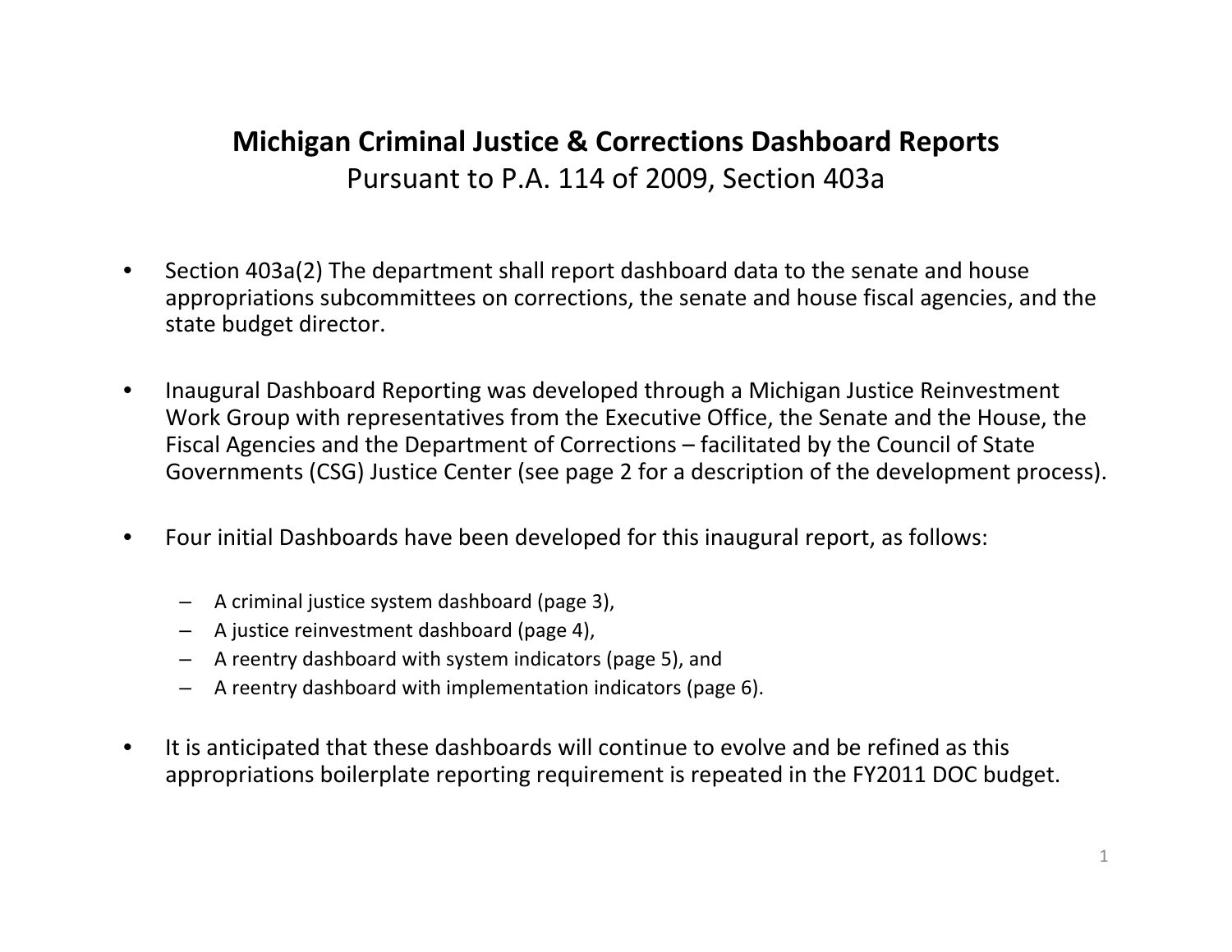# Michigan Criminal Justice & Corrections Dashboard Reports

Pursuant to P.A. 114 of 2009, Section 403a

- Section 403a(2) The department shall report dashboard data to the senate and house appropriations subcommittees on corrections, the senate and house fiscal agencies, and the state budget director.

- Inaugural Dashboard Reporting was developed through a Michigan Justice Reinvestment Work Group with representatives from the Executive Office, the Senate and the House, the Fiscal Agencies and the Department of Corrections – facilitated by the Council of State Governments (CSG) Justice Center (see page 2 for a description of the development process).

- Four initial Dashboards have been developed for this inaugural report, as follows:

  - A criminal justice system dashboard (page 3),
  - A justice reinvestment dashboard (page 4),
  - A reentry dashboard with system indicators (page 5), and
  - A reentry dashboard with implementation indicators (page 6).

- It is anticipated that these dashboards will continue to evolve and be refined as this appropriations boilerplate reporting requirement is repeated in the FY2011 DOC budget.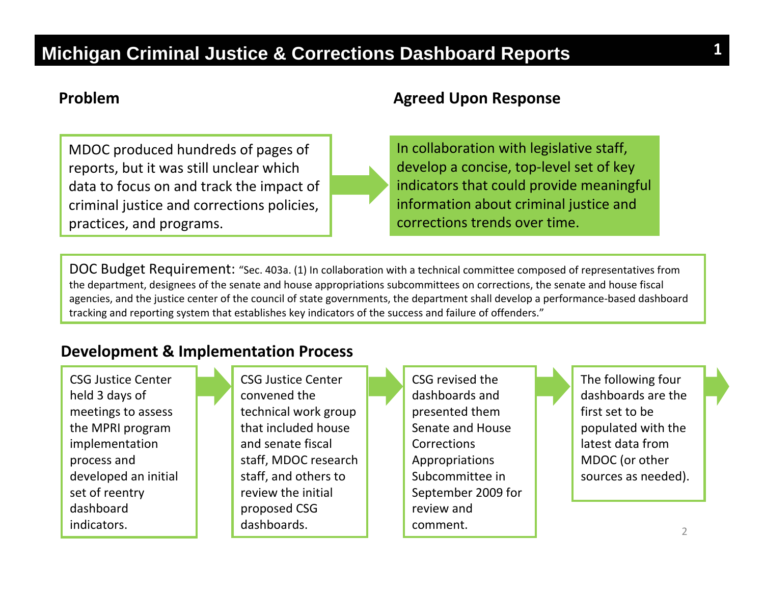# Michigan Criminal Justice & Corrections Dashboard Reports

## Problem

MDOC produced hundreds of pages of reports, but it was still unclear which data to focus on and track the impact of criminal justice and corrections policies, practices, and programs.

## Agreed Upon Response

In collaboration with legislative staff, develop a concise, top-level set of key indicators that could provide meaningful information about criminal justice and corrections trends over time.

DOC Budget Requirement: "Sec. 403a. (1) In collaboration with a technical committee composed of representatives from the department, designees of the senate and house appropriations subcommittees on corrections, the senate and house fiscal agencies, and the justice center of the council of state governments, the department shall develop a performance-based dashboard tracking and reporting system that establishes key indicators of the success and failure of offenders."

## Development & Implementation Process

1. CSG Justice Center held 3 days of meetings to assess the MPRI program implementation process and developed an initial set of reentry dashboard indicators.
2. CSG Justice Center convened the technical work group that included house and senate fiscal staff, MDOC research staff, and others to review the initial proposed CSG dashboards.
3. CSG revised the dashboards and presented them Senate and House Corrections Appropriations Subcommittee in September 2009 for review and comment.
4. The following four dashboards are the first set to be populated with the latest data from MDOC (or other sources as needed).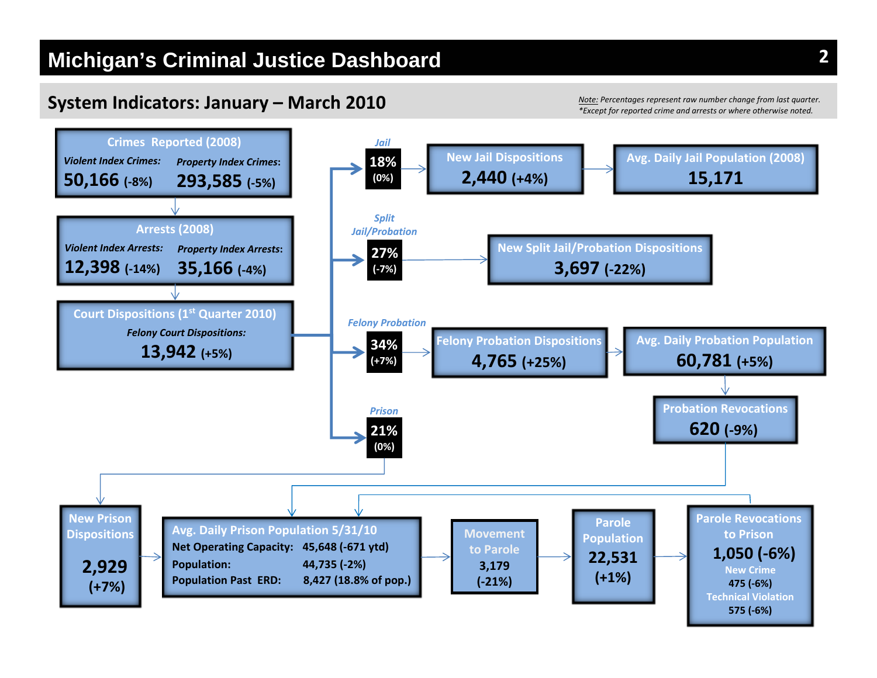# Michigan's Criminal Justice Dashboard

## System Indicators: January – March 2010

*Note: Percentages represent raw number change from last quarter.*
*\*Except for reported crime and arrests or where otherwise noted.*

**Crimes Reported (2008)**
- *Violent Index Crimes:* **50,166** (-8%)
- *Property Index Crimes:* **293,585** (-5%)

**Arrests (2008)**
- *Violent Index Arrests:* **12,398** (-14%)
- *Property Index Arrests:* **35,166** (-4%)

**Court Dispositions (1st Quarter 2010)**
- *Felony Court Dispositions:* **13,942** (+5%)

---

*Jail*: **18%** (0%)
- **New Jail Dispositions**: **2,440** (+4%)
- **Avg. Daily Jail Population (2008)**: **15,171**

*Split Jail/Probation*: **27%** (-7%)
- **New Split Jail/Probation Dispositions**: **3,697** (-22%)

*Felony Probation*: **34%** (+7%)
- **Felony Probation Dispositions**: **4,765** (+25%)
- **Avg. Daily Probation Population**: **60,781** (+5%)
- **Probation Revocations**: **620** (-9%)

*Prison*: **21%** (0%)

---

**New Prison Dispositions**: **2,929** (+7%)

**Avg. Daily Prison Population 5/31/10**

| | |
|---|---|
| Net Operating Capacity: | 45,648 (-671 ytd) |
| Population: | 44,735 (-2%) |
| Population Past ERD: | 8,427 (18.8% of pop.) |

**Movement to Parole**: 3,179 (-21%)

**Parole Population**: **22,531** (+1%)

**Parole Revocations to Prison**: **1,050** (-6%)
- New Crime: 475 (-6%)
- Technical Violation: 575 (-6%)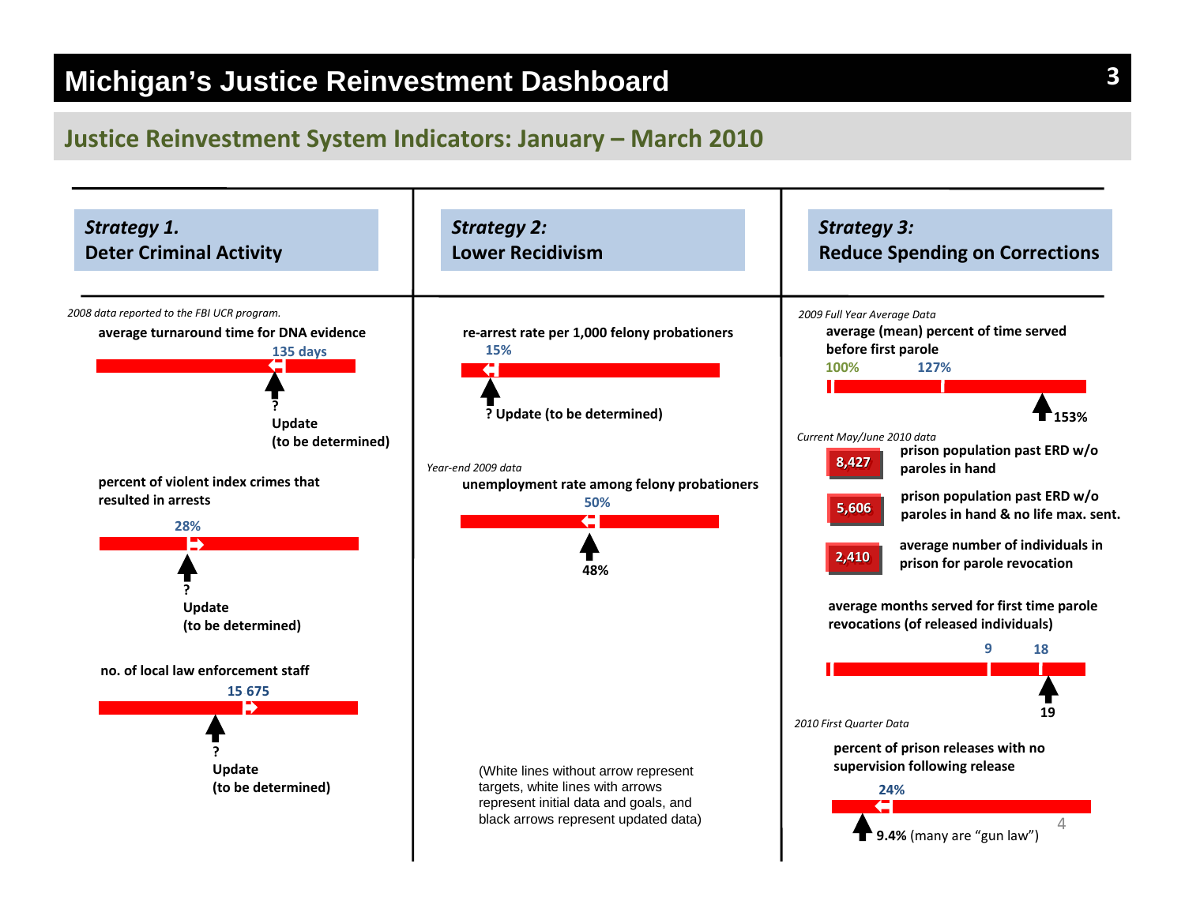# Michigan's Justice Reinvestment Dashboard

## Justice Reinvestment System Indicators: January – March 2010

### Strategy 1. Deter Criminal Activity

*2008 data reported to the FBI UCR program.*

**average turnaround time for DNA evidence**

135 days

**? Update (to be determined)**

**percent of violent index crimes that resulted in arrests**

28%

**? Update (to be determined)**

**no. of local law enforcement staff**

15 675

**? Update (to be determined)**

### Strategy 2: Lower Recidivism

**re-arrest rate per 1,000 felony probationers**

15%

**? Update (to be determined)**

*Year-end 2009 data*

**unemployment rate among felony probationers**

50%

**48%**

(White lines without arrow represent targets, white lines with arrows represent initial data and goals, and black arrows represent updated data)

### Strategy 3: Reduce Spending on Corrections

*2009 Full Year Average Data*

**average (mean) percent of time served before first parole**

100% 127%

**153%**

*Current May/June 2010 data*

**8,427** — **prison population past ERD w/o paroles in hand**

**5,606** — **prison population past ERD w/o paroles in hand & no life max. sent.**

**2,410** — **average number of individuals in prison for parole revocation**

**average months served for first time parole revocations (of released individuals)**

9 18

**19**

*2010 First Quarter Data*

**percent of prison releases with no supervision following release**

24%

**9.4%** (many are "gun law")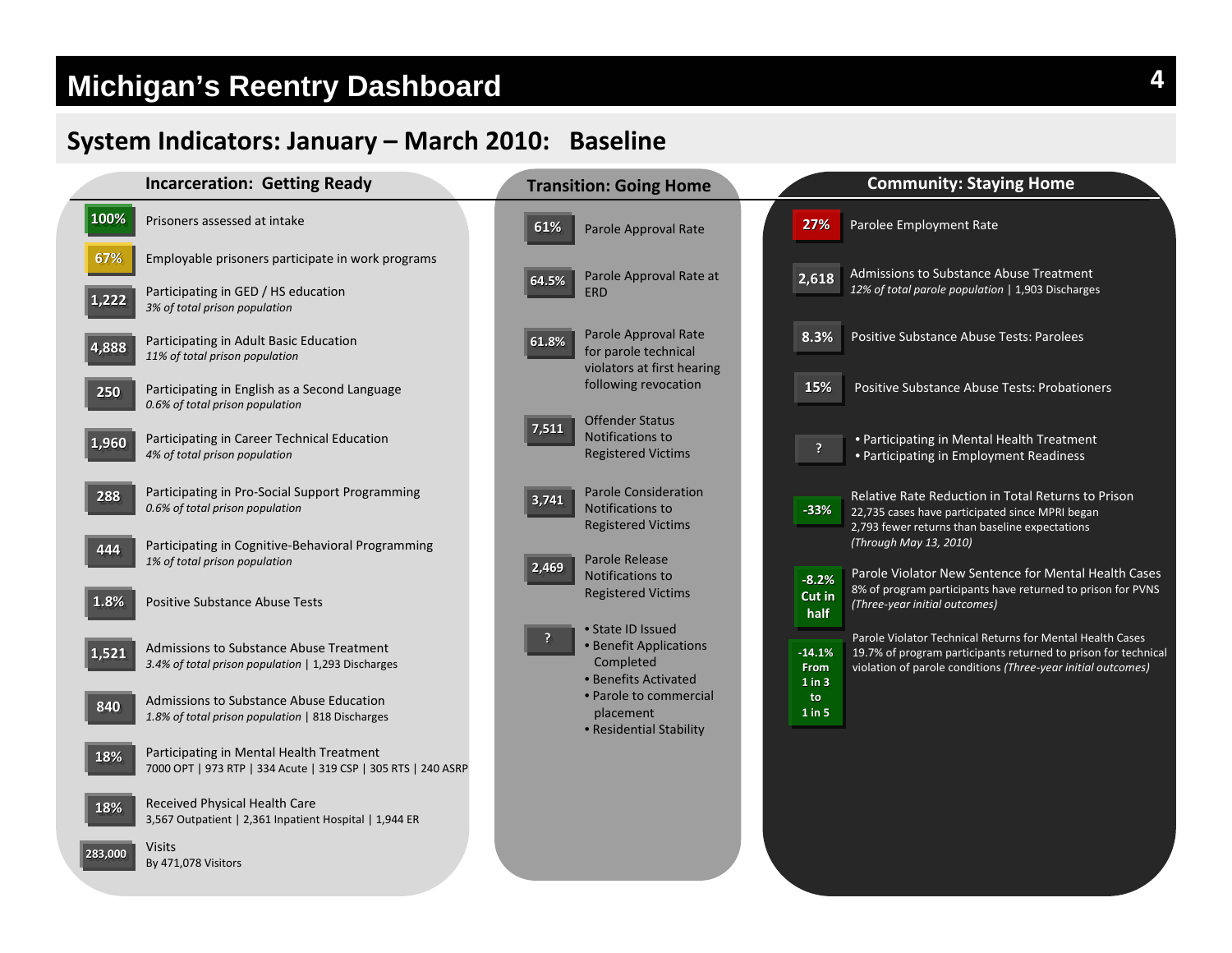# Michigan's Reentry Dashboard

## System Indicators: January – March 2010: Baseline

### Incarceration: Getting Ready

| Value | Indicator |
| --- | --- |
| 100% | Prisoners assessed at intake |
| 67% | Employable prisoners participate in work programs |
| 1,222 | Participating in GED / HS education<br>*3% of total prison population* |
| 4,888 | Participating in Adult Basic Education<br>*11% of total prison population* |
| 250 | Participating in English as a Second Language<br>*0.6% of total prison population* |
| 1,960 | Participating in Career Technical Education<br>*4% of total prison population* |
| 288 | Participating in Pro-Social Support Programming<br>*0.6% of total prison population* |
| 444 | Participating in Cognitive-Behavioral Programming<br>*1% of total prison population* |
| 1.8% | Positive Substance Abuse Tests |
| 1,521 | Admissions to Substance Abuse Treatment<br>*3.4% of total prison population* \| 1,293 Discharges |
| 840 | Admissions to Substance Abuse Education<br>*1.8% of total prison population* \| 818 Discharges |
| 18% | Participating in Mental Health Treatment<br>7000 OPT \| 973 RTP \| 334 Acute \| 319 CSP \| 305 RTS \| 240 ASRP |
| 18% | Received Physical Health Care<br>3,567 Outpatient \| 2,361 Inpatient Hospital \| 1,944 ER |
| 283,000 | Visits<br>By 471,078 Visitors |

### Transition: Going Home

| Value | Indicator |
| --- | --- |
| 61% | Parole Approval Rate |
| 64.5% | Parole Approval Rate at ERD |
| 61.8% | Parole Approval Rate for parole technical violators at first hearing following revocation |
| 7,511 | Offender Status Notifications to Registered Victims |
| 3,741 | Parole Consideration Notifications to Registered Victims |
| 2,469 | Parole Release Notifications to Registered Victims |
| ? | • State ID Issued<br>• Benefit Applications Completed<br>• Benefits Activated<br>• Parole to commercial placement<br>• Residential Stability |

### Community: Staying Home

| Value | Indicator |
| --- | --- |
| 27% | Parolee Employment Rate |
| 2,618 | Admissions to Substance Abuse Treatment<br>*12% of total parole population* \| 1,903 Discharges |
| 8.3% | Positive Substance Abuse Tests: Parolees |
| 15% | Positive Substance Abuse Tests: Probationers |
| ? | • Participating in Mental Health Treatment<br>• Participating in Employment Readiness |
| -33% | Relative Rate Reduction in Total Returns to Prison<br>22,735 cases have participated since MPRI began<br>2,793 fewer returns than baseline expectations<br>*(Through May 13, 2010)* |
| -8.2% Cut in half | Parole Violator New Sentence for Mental Health Cases<br>8% of program participants have returned to prison for PVNS<br>*(Three-year initial outcomes)* |
| -14.1% From 1 in 3 to 1 in 5 | Parole Violator Technical Returns for Mental Health Cases<br>19.7% of program participants returned to prison for technical violation of parole conditions *(Three-year initial outcomes)* |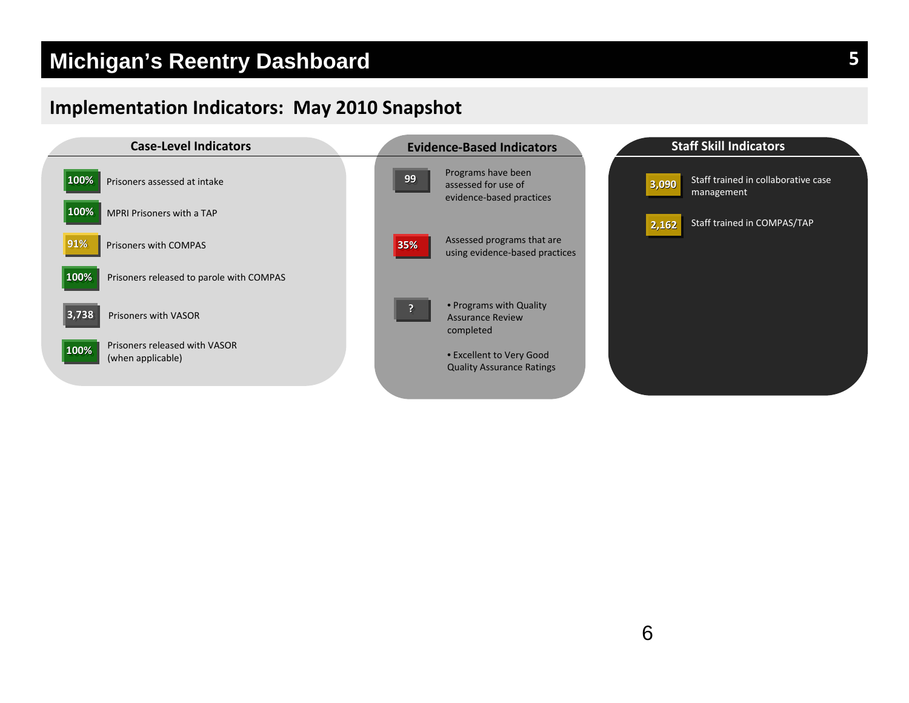# Michigan's Reentry Dashboard

## Implementation Indicators: May 2010 Snapshot

### Case-Level Indicators

- **100%** Prisoners assessed at intake
- **100%** MPRI Prisoners with a TAP
- **91%** Prisoners with COMPAS
- **100%** Prisoners released to parole with COMPAS
- **3,738** Prisoners with VASOR
- **100%** Prisoners released with VASOR (when applicable)

### Evidence-Based Indicators

- **99** Programs have been assessed for use of evidence-based practices
- **35%** Assessed programs that are using evidence-based practices
- **?**
  - Programs with Quality Assurance Review completed
  - Excellent to Very Good Quality Assurance Ratings

### Staff Skill Indicators

- **3,090** Staff trained in collaborative case management
- **2,162** Staff trained in COMPAS/TAP